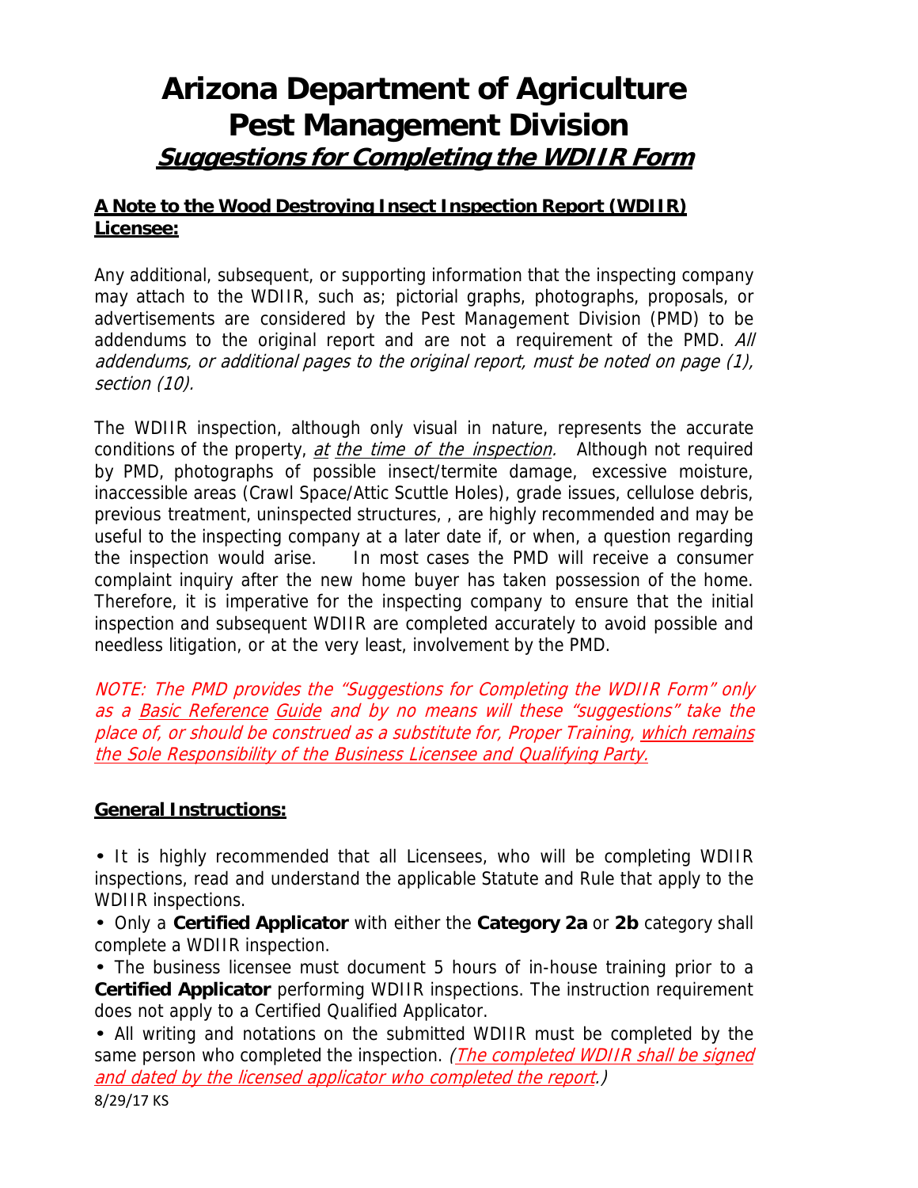# Arizona Department of Agriculture
# Pest Management Division
## ***Suggestions for Completing the WDIIR Form***

**A Note to the Wood Destroying Insect Inspection Report (WDIIR) Licensee:**

Any additional, subsequent, or supporting information that the inspecting company may attach to the WDIIR, such as; pictorial graphs, photographs, proposals, or advertisements are considered by the Pest Management Division (PMD) to be addendums to the original report and are not a requirement of the PMD. *All addendums, or additional pages to the original report, must be noted on page (1), section (10).*

The WDIIR inspection, although only visual in nature, represents the accurate conditions of the property, *at the time of the inspection.* Although not required by PMD, photographs of possible insect/termite damage, excessive moisture, inaccessible areas (Crawl Space/Attic Scuttle Holes), grade issues, cellulose debris, previous treatment, uninspected structures, , are highly recommended and may be useful to the inspecting company at a later date if, or when, a question regarding the inspection would arise. In most cases the PMD will receive a consumer complaint inquiry after the new home buyer has taken possession of the home. Therefore, it is imperative for the inspecting company to ensure that the initial inspection and subsequent WDIIR are completed accurately to avoid possible and needless litigation, or at the very least, involvement by the PMD.

*NOTE: The PMD provides the "Suggestions for Completing the WDIIR Form" only as a Basic Reference Guide and by no means will these "suggestions" take the place of, or should be construed as a substitute for, Proper Training, which remains the Sole Responsibility of the Business Licensee and Qualifying Party.*

**General Instructions:**

- It is highly recommended that all Licensees, who will be completing WDIIR inspections, read and understand the applicable Statute and Rule that apply to the WDIIR inspections.
- Only a **Certified Applicator** with either the **Category 2a** or **2b** category shall complete a WDIIR inspection.
- The business licensee must document 5 hours of in-house training prior to a **Certified Applicator** performing WDIIR inspections. The instruction requirement does not apply to a Certified Qualified Applicator.
- All writing and notations on the submitted WDIIR must be completed by the same person who completed the inspection. *(The completed WDIIR shall be signed and dated by the licensed applicator who completed the report.)*

8/29/17 KS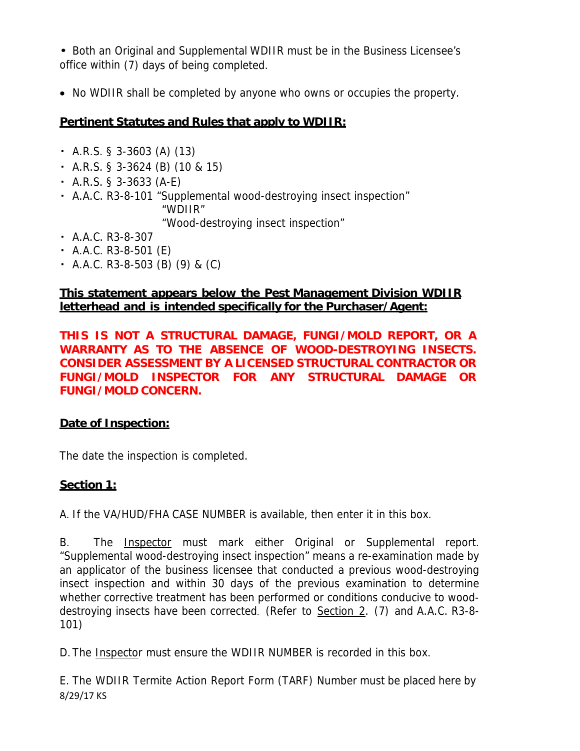- Both an Original and Supplemental WDIIR must be in the Business Licensee's office within (7) days of being completed.

- No WDIIR shall be completed by anyone who owns or occupies the property.

**<u>Pertinent Statutes and Rules that apply to WDIIR:</u>**

- A.R.S. § 3-3603 (A) (13)
- A.R.S. § 3-3624 (B) (10 & 15)
- A.R.S. § 3-3633 (A-E)
- A.A.C. R3-8-101 "Supplemental wood-destroying insect inspection"
  "WDIIR"
  "Wood-destroying insect inspection"
- A.A.C. R3-8-307
- A.A.C. R3-8-501 (E)
- A.A.C. R3-8-503 (B) (9) & (C)

**<u>This statement appears below the Pest Management Division WDIIR letterhead and is intended specifically for the Purchaser/Agent:</u>**

**THIS IS NOT A STRUCTURAL DAMAGE, FUNGI/MOLD REPORT, OR A WARRANTY AS TO THE ABSENCE OF WOOD-DESTROYING INSECTS. CONSIDER ASSESSMENT BY A LICENSED STRUCTURAL CONTRACTOR OR FUNGI/MOLD INSPECTOR FOR ANY STRUCTURAL DAMAGE OR FUNGI/MOLD CONCERN.**

**<u>Date of Inspection:</u>**

The date the inspection is completed.

**<u>Section 1:</u>**

A. If the VA/HUD/FHA CASE NUMBER is available, then enter it in this box.

B. The <u>Inspector</u> must mark either Original or Supplemental report. "Supplemental wood-destroying insect inspection" means a re-examination made by an applicator of the business licensee that conducted a previous wood-destroying insect inspection and within 30 days of the previous examination to determine whether corrective treatment has been performed or conditions conducive to wood-destroying insects have been corrected. (Refer to <u>Section 2</u>. (7) and A.A.C. R3-8-101)

D. The <u>Inspector</u> must ensure the WDIIR NUMBER is recorded in this box.

E. The WDIIR Termite Action Report Form (TARF) Number must be placed here by

8/29/17 KS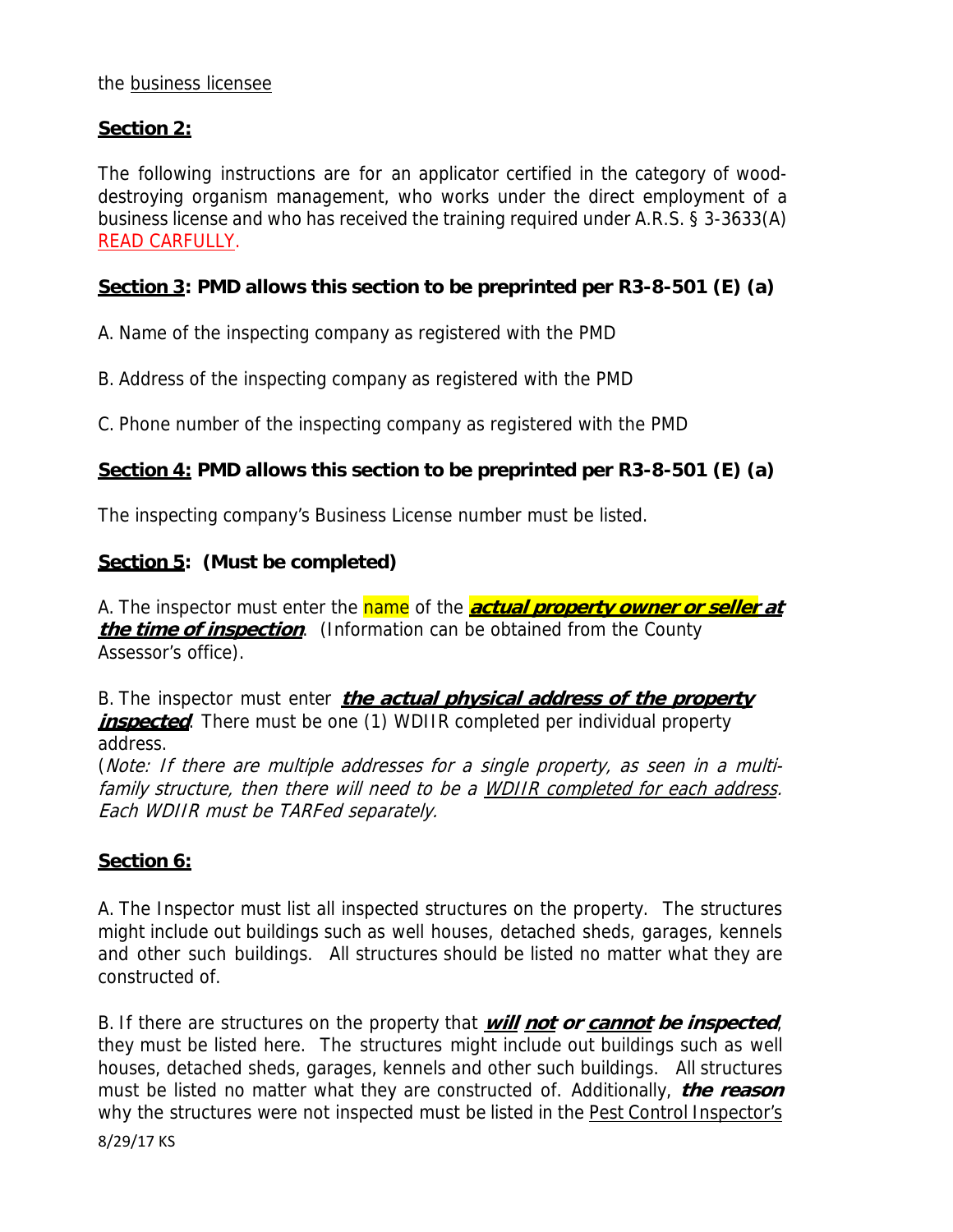the <u>business licensee</u>

## <u>Section 2:</u>

The following instructions are for an applicator certified in the category of wood-destroying organism management, who works under the direct employment of a business license and who has received the training required under A.R.S. § 3-3633(A) <u>READ CARFULLY</u>.

## <u>Section 3</u>: PMD allows this section to be preprinted per R3-8-501 (E) (a)

A. Name of the inspecting company as registered with the PMD

B. Address of the inspecting company as registered with the PMD

C. Phone number of the inspecting company as registered with the PMD

## <u>Section 4:</u> PMD allows this section to be preprinted per R3-8-501 (E) (a)

The inspecting company's Business License number must be listed.

## <u>Section 5</u>: (Must be completed)

A. The inspector must enter the name of the ***<u>actual property owner or seller at the time of inspection</u>***. (Information can be obtained from the County Assessor's office).

B. The inspector must enter ***<u>the actual physical address of the property inspected</u>***. There must be one (1) WDIIR completed per individual property address.
(*Note: If there are multiple addresses for a single property, as seen in a multi-family structure, then there will need to be a <u>WDIIR completed for each address</u>. Each WDIIR must be TARFed separately.*

## <u>Section 6:</u>

A. The Inspector must list all inspected structures on the property. The structures might include out buildings such as well houses, detached sheds, garages, kennels and other such buildings. All structures should be listed no matter what they are constructed of.

B. If there are structures on the property that ***<u>will</u> <u>not</u> or <u>cannot</u> be inspected***, they must be listed here. The structures might include out buildings such as well houses, detached sheds, garages, kennels and other such buildings. All structures must be listed no matter what they are constructed of. Additionally, ***the reason*** why the structures were not inspected must be listed in the <u>Pest Control Inspector's</u>

8/29/17 KS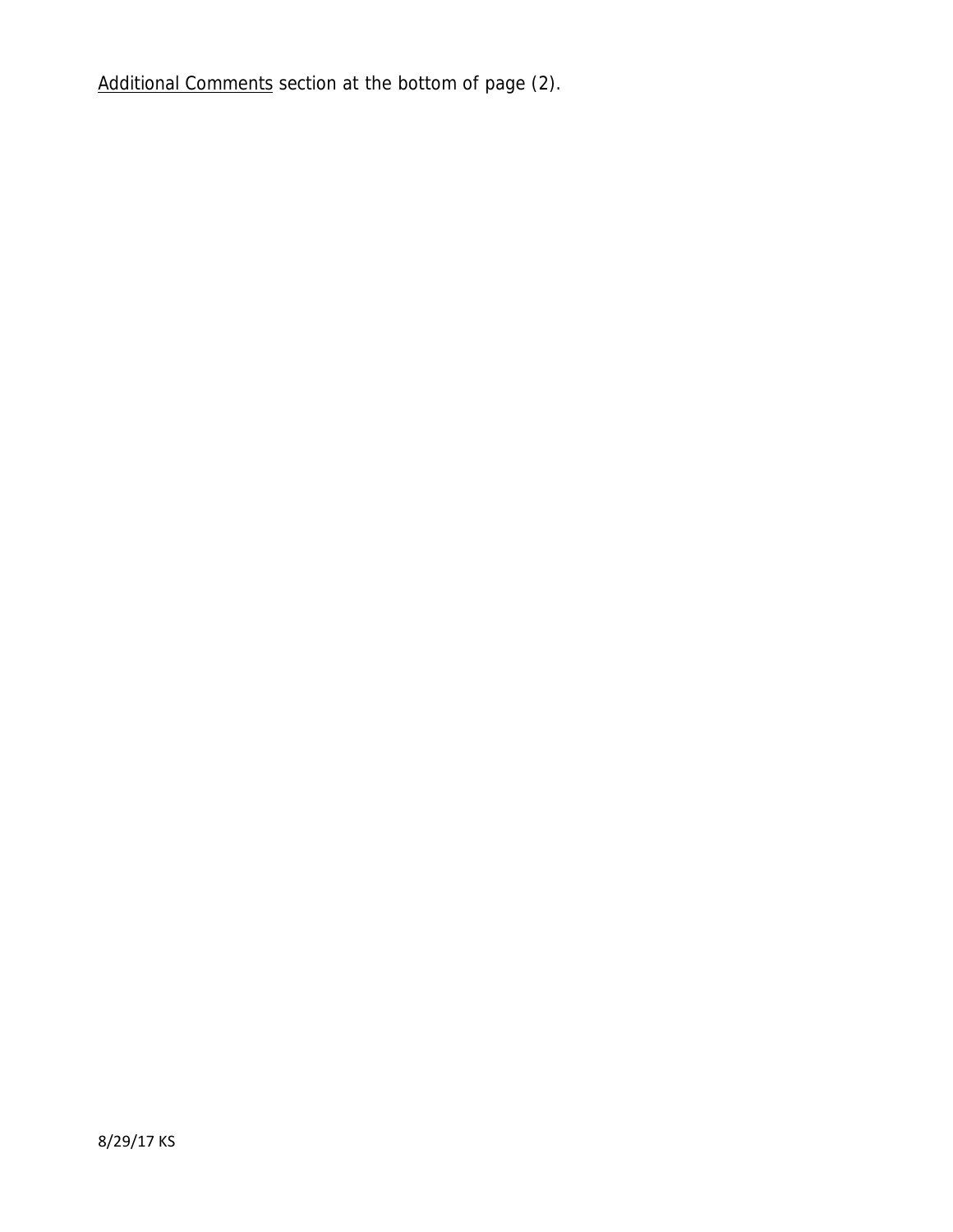Additional Comments section at the bottom of page (2).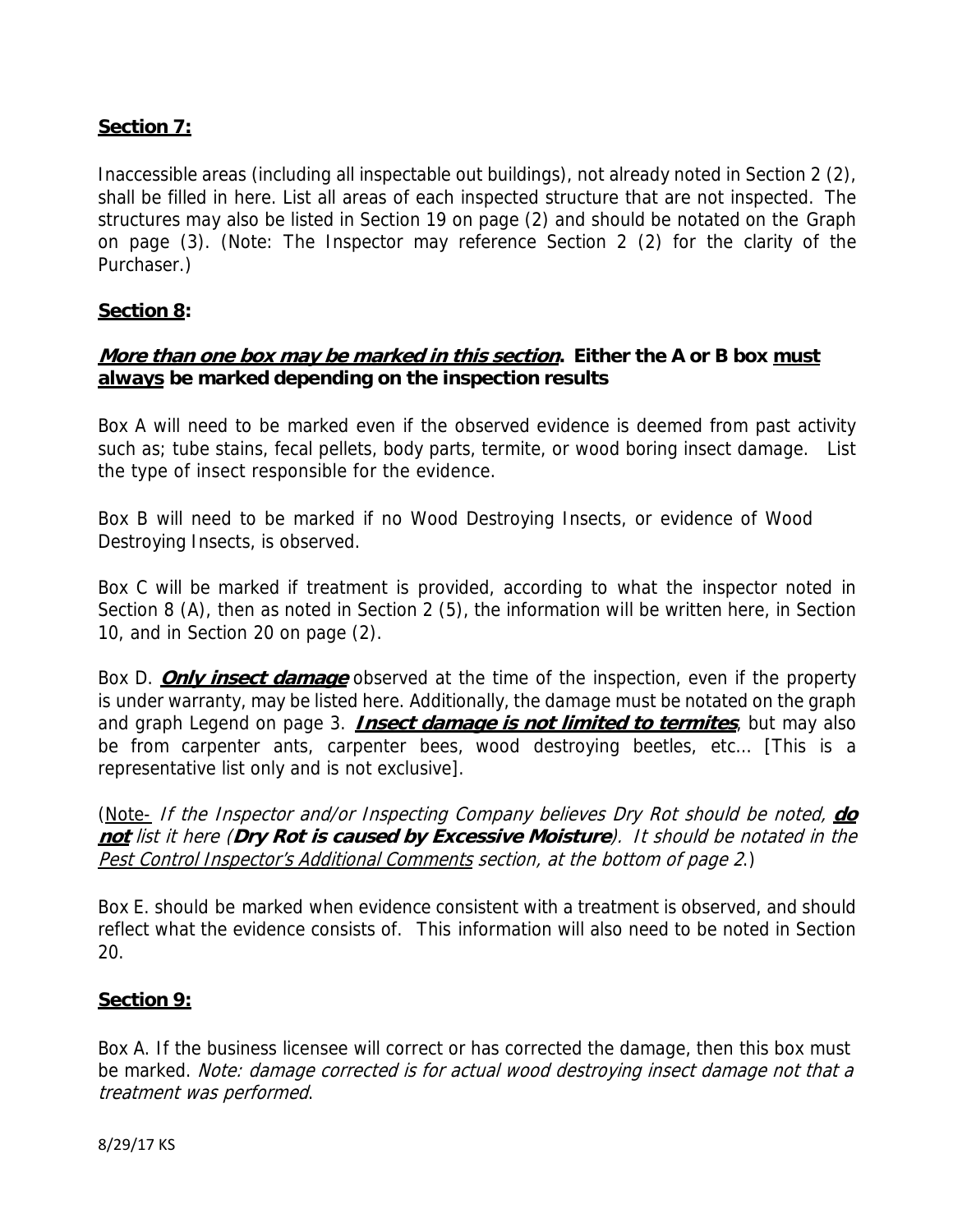## Section 7:

Inaccessible areas (including all inspectable out buildings), not already noted in Section 2 (2), shall be filled in here. List all areas of each inspected structure that are not inspected. The structures may also be listed in Section 19 on page (2) and should be notated on the Graph on page (3). (Note: The Inspector may reference Section 2 (2) for the clarity of the Purchaser.)

## Section 8:

### ***More than one box may be marked in this section*. Either the A or B box must always be marked depending on the inspection results**

Box A will need to be marked even if the observed evidence is deemed from past activity such as; tube stains, fecal pellets, body parts, termite, or wood boring insect damage. List the type of insect responsible for the evidence.

Box B will need to be marked if no Wood Destroying Insects, or evidence of Wood Destroying Insects, is observed.

Box C will be marked if treatment is provided, according to what the inspector noted in Section 8 (A), then as noted in Section 2 (5), the information will be written here, in Section 10, and in Section 20 on page (2).

Box D. ***Only insect damage*** observed at the time of the inspection, even if the property is under warranty, may be listed here. Additionally, the damage must be notated on the graph and graph Legend on page 3. ***Insect damage is not limited to termites***, but may also be from carpenter ants, carpenter bees, wood destroying beetles, etc… [This is a representative list only and is not exclusive].

(Note- *If the Inspector and/or Inspecting Company believes Dry Rot should be noted,* ***do not*** *list it here (****Dry Rot is caused by Excessive Moisture****). It should be notated in the Pest Control Inspector's Additional Comments section, at the bottom of page 2.*)

Box E. should be marked when evidence consistent with a treatment is observed, and should reflect what the evidence consists of. This information will also need to be noted in Section 20.

## Section 9:

Box A. If the business licensee will correct or has corrected the damage, then this box must be marked. *Note: damage corrected is for actual wood destroying insect damage not that a treatment was performed.*

8/29/17 KS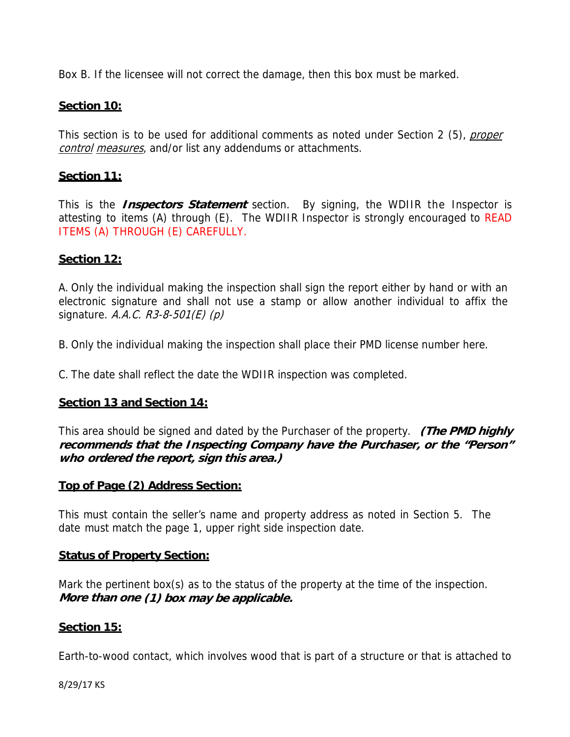Box B. If the licensee will not correct the damage, then this box must be marked.

**Section 10:**

This section is to be used for additional comments as noted under Section 2 (5), *proper control measures*, and/or list any addendums or attachments.

**Section 11:**

This is the ***Inspectors Statement*** section. By signing, the WDIIR the Inspector is attesting to items (A) through (E). The WDIIR Inspector is strongly encouraged to READ ITEMS (A) THROUGH (E) CAREFULLY.

**Section 12:**

A. Only the individual making the inspection shall sign the report either by hand or with an electronic signature and shall not use a stamp or allow another individual to affix the signature. *A.A.C. R3-8-501(E) (p)*

B. Only the individual making the inspection shall place their PMD license number here.

C. The date shall reflect the date the WDIIR inspection was completed.

**Section 13 and Section 14:**

This area should be signed and dated by the Purchaser of the property. ***(The PMD highly recommends that the Inspecting Company have the Purchaser, or the "Person" who ordered the report, sign this area.)***

**Top of Page (2) Address Section:**

This must contain the seller's name and property address as noted in Section 5. The date must match the page 1, upper right side inspection date.

**Status of Property Section:**

Mark the pertinent box(s) as to the status of the property at the time of the inspection. ***More than one (1) box may be applicable.***

**Section 15:**

Earth-to-wood contact, which involves wood that is part of a structure or that is attached to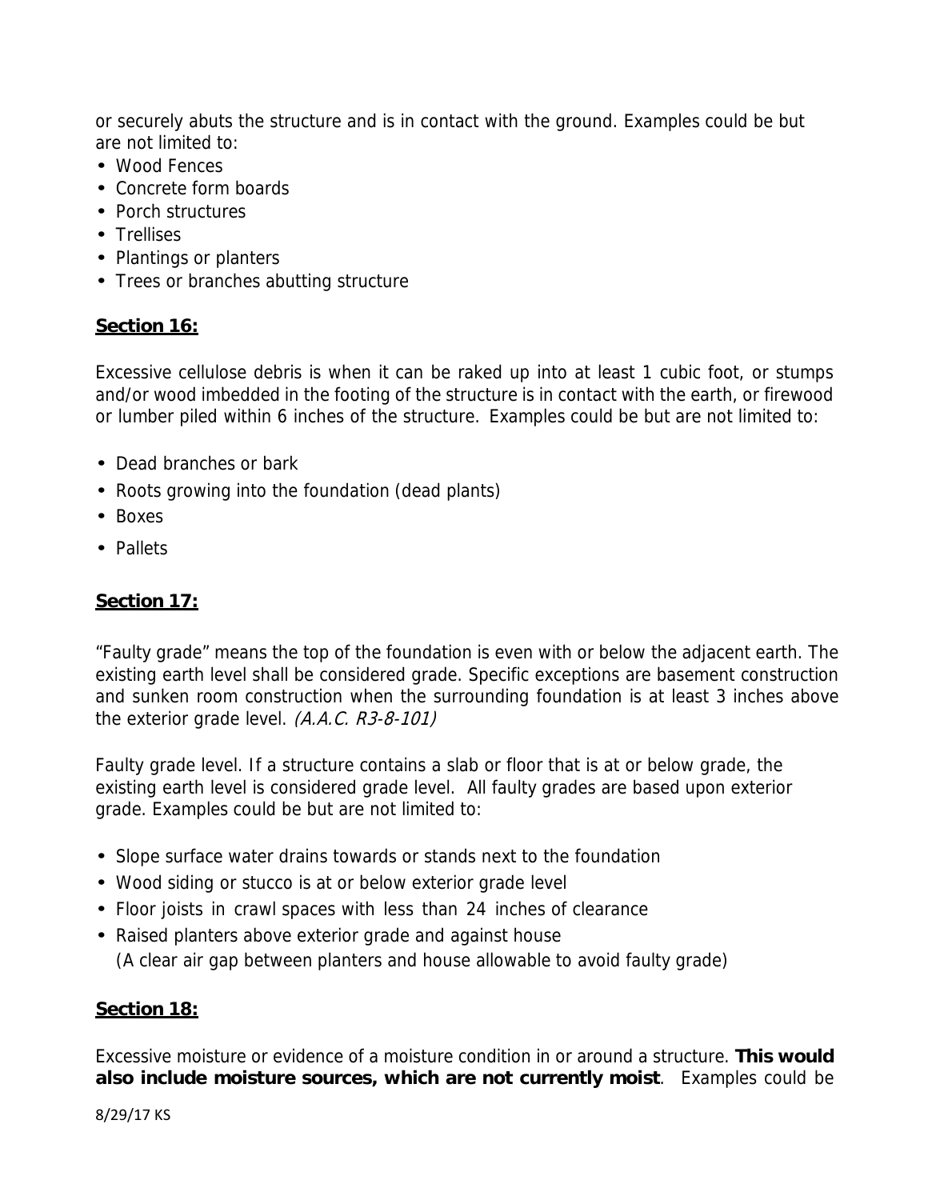or securely abuts the structure and is in contact with the ground. Examples could be but are not limited to:

- Wood Fences
- Concrete form boards
- Porch structures
- Trellises
- Plantings or planters
- Trees or branches abutting structure

**Section 16:**

Excessive cellulose debris is when it can be raked up into at least 1 cubic foot, or stumps and/or wood imbedded in the footing of the structure is in contact with the earth, or firewood or lumber piled within 6 inches of the structure. Examples could be but are not limited to:

- Dead branches or bark
- Roots growing into the foundation (dead plants)
- Boxes
- Pallets

**Section 17:**

"Faulty grade" means the top of the foundation is even with or below the adjacent earth. The existing earth level shall be considered grade. Specific exceptions are basement construction and sunken room construction when the surrounding foundation is at least 3 inches above the exterior grade level. *(A.A.C. R3-8-101)*

Faulty grade level. If a structure contains a slab or floor that is at or below grade, the existing earth level is considered grade level. All faulty grades are based upon exterior grade. Examples could be but are not limited to:

- Slope surface water drains towards or stands next to the foundation
- Wood siding or stucco is at or below exterior grade level
- Floor joists in crawl spaces with less than 24 inches of clearance
- Raised planters above exterior grade and against house
  (A clear air gap between planters and house allowable to avoid faulty grade)

**Section 18:**

Excessive moisture or evidence of a moisture condition in or around a structure. **This would also include moisture sources, which are not currently moist**. Examples could be

8/29/17 KS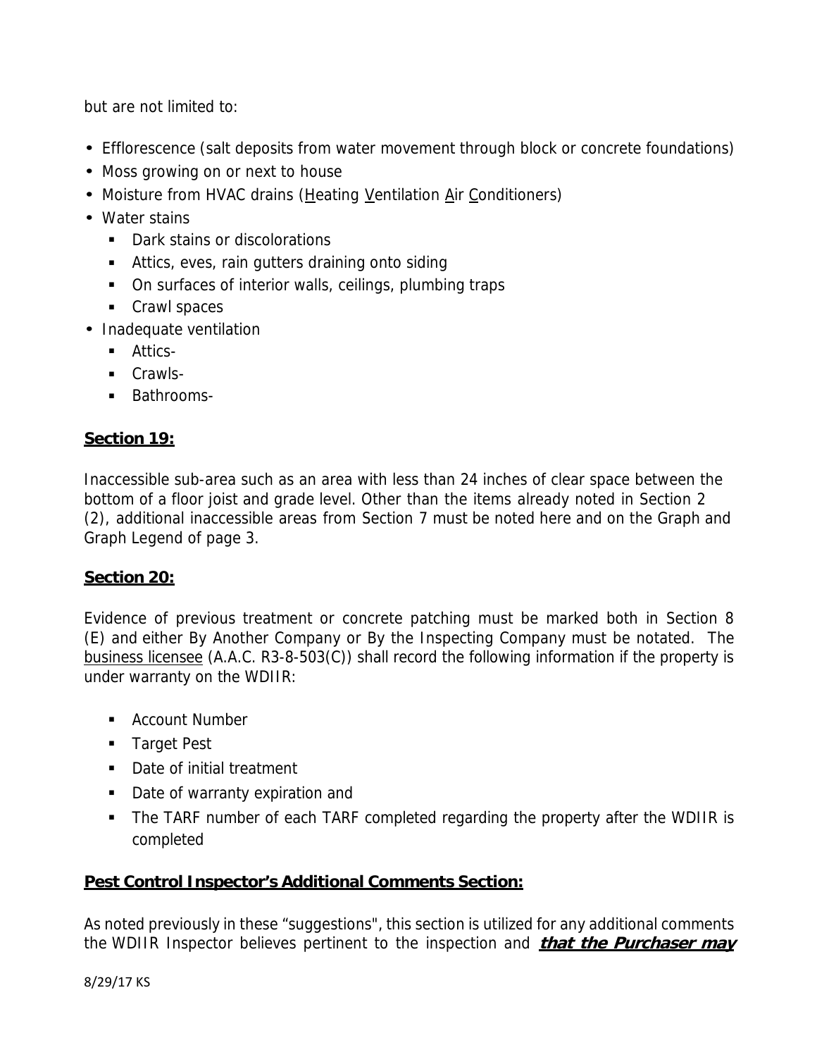but are not limited to:

- Efflorescence (salt deposits from water movement through block or concrete foundations)
- Moss growing on or next to house
- Moisture from HVAC drains (Heating Ventilation Air Conditioners)
- Water stains
  - Dark stains or discolorations
  - Attics, eves, rain gutters draining onto siding
  - On surfaces of interior walls, ceilings, plumbing traps
  - Crawl spaces
- Inadequate ventilation
  - Attics-
  - Crawls-
  - Bathrooms-

## Section 19:

Inaccessible sub-area such as an area with less than 24 inches of clear space between the bottom of a floor joist and grade level. Other than the items already noted in Section 2 (2), additional inaccessible areas from Section 7 must be noted here and on the Graph and Graph Legend of page 3.

## Section 20:

Evidence of previous treatment or concrete patching must be marked both in Section 8 (E) and either By Another Company or By the Inspecting Company must be notated. The business licensee (A.A.C. R3-8-503(C)) shall record the following information if the property is under warranty on the WDIIR:

- Account Number
- Target Pest
- Date of initial treatment
- Date of warranty expiration and
- The TARF number of each TARF completed regarding the property after the WDIIR is completed

## Pest Control Inspector's Additional Comments Section:

As noted previously in these "suggestions", this section is utilized for any additional comments the WDIIR Inspector believes pertinent to the inspection and ***that the Purchaser may***

8/29/17 KS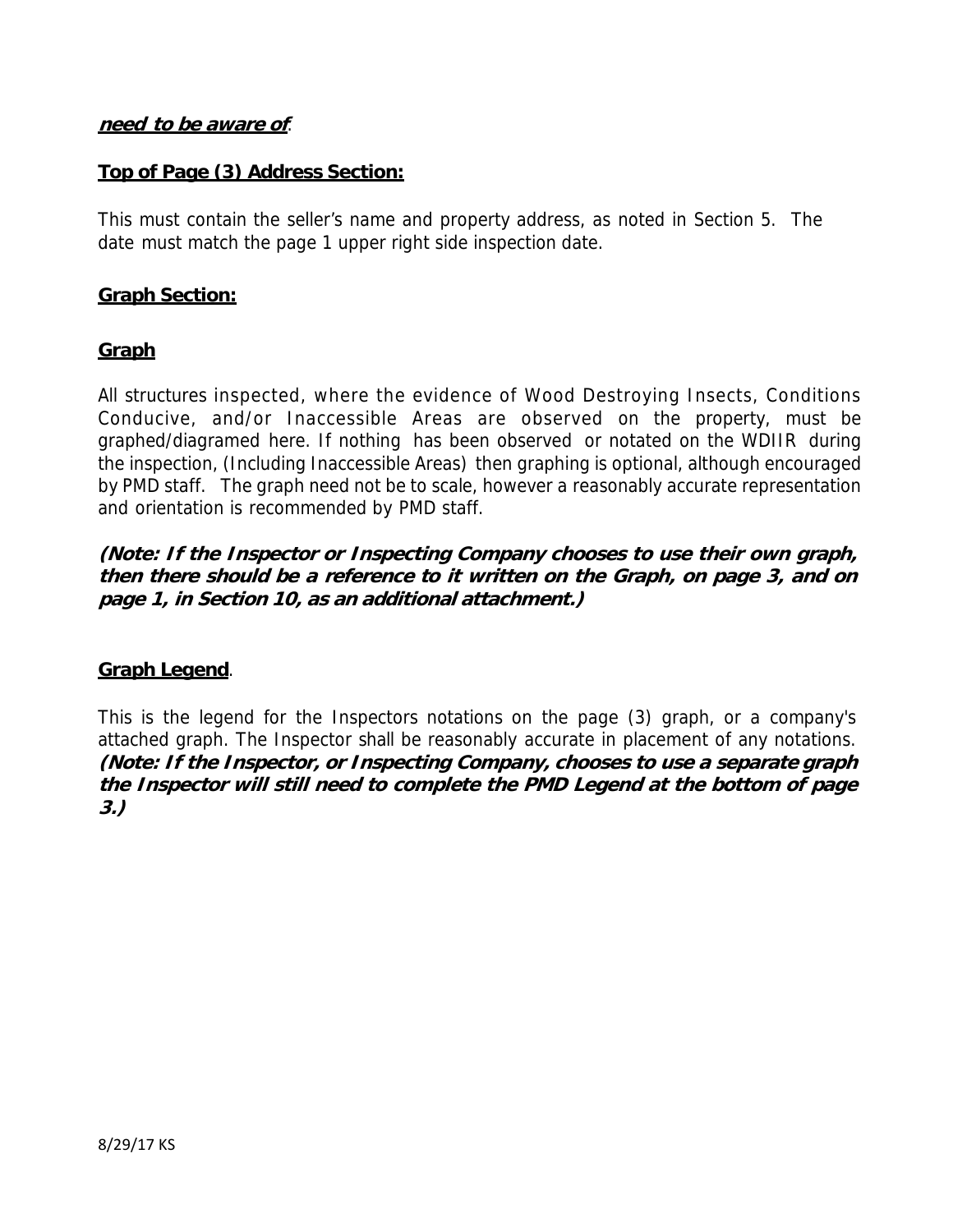***need to be aware of***.

**Top of Page (3) Address Section:**

This must contain the seller's name and property address, as noted in Section 5. The date must match the page 1 upper right side inspection date.

**Graph Section:**

**Graph**

All structures inspected, where the evidence of Wood Destroying Insects, Conditions Conducive, and/or Inaccessible Areas are observed on the property, must be graphed/diagramed here. If nothing has been observed or notated on the WDIIR during the inspection, (Including Inaccessible Areas) then graphing is optional, although encouraged by PMD staff. The graph need not be to scale, however a reasonably accurate representation and orientation is recommended by PMD staff.

***(Note: If the Inspector or Inspecting Company chooses to use their own graph, then there should be a reference to it written on the Graph, on page 3, and on page 1, in Section 10, as an additional attachment.)***

**Graph Legend**.

This is the legend for the Inspectors notations on the page (3) graph, or a company's attached graph. The Inspector shall be reasonably accurate in placement of any notations. ***(Note: If the Inspector, or Inspecting Company, chooses to use a separate graph the Inspector will still need to complete the PMD Legend at the bottom of page 3.)***

8/29/17 KS